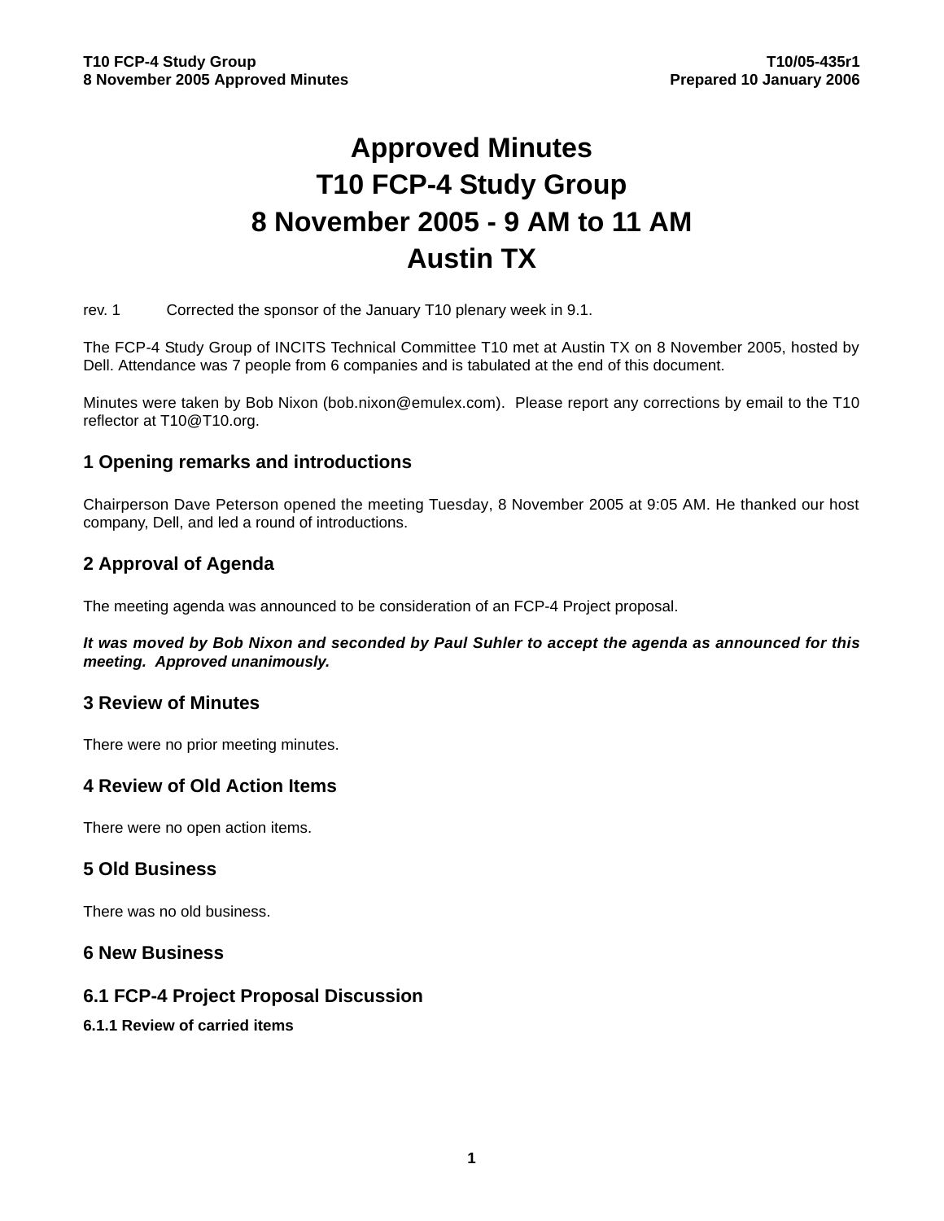# Approved Minutes
# T10 FCP-4 Study Group
# 8 November 2005 - 9 AM to 11 AM
# Austin TX

rev. 1 Corrected the sponsor of the January T10 plenary week in 9.1.

The FCP-4 Study Group of INCITS Technical Committee T10 met at Austin TX on 8 November 2005, hosted by Dell. Attendance was 7 people from 6 companies and is tabulated at the end of this document.

Minutes were taken by Bob Nixon (bob.nixon@emulex.com). Please report any corrections by email to the T10 reflector at T10@T10.org.

## 1 Opening remarks and introductions

Chairperson Dave Peterson opened the meeting Tuesday, 8 November 2005 at 9:05 AM. He thanked our host company, Dell, and led a round of introductions.

## 2 Approval of Agenda

The meeting agenda was announced to be consideration of an FCP-4 Project proposal.

***It was moved by Bob Nixon and seconded by Paul Suhler to accept the agenda as announced for this meeting. Approved unanimously.***

## 3 Review of Minutes

There were no prior meeting minutes.

## 4 Review of Old Action Items

There were no open action items.

## 5 Old Business

There was no old business.

## 6 New Business

## 6.1 FCP-4 Project Proposal Discussion

### 6.1.1 Review of carried items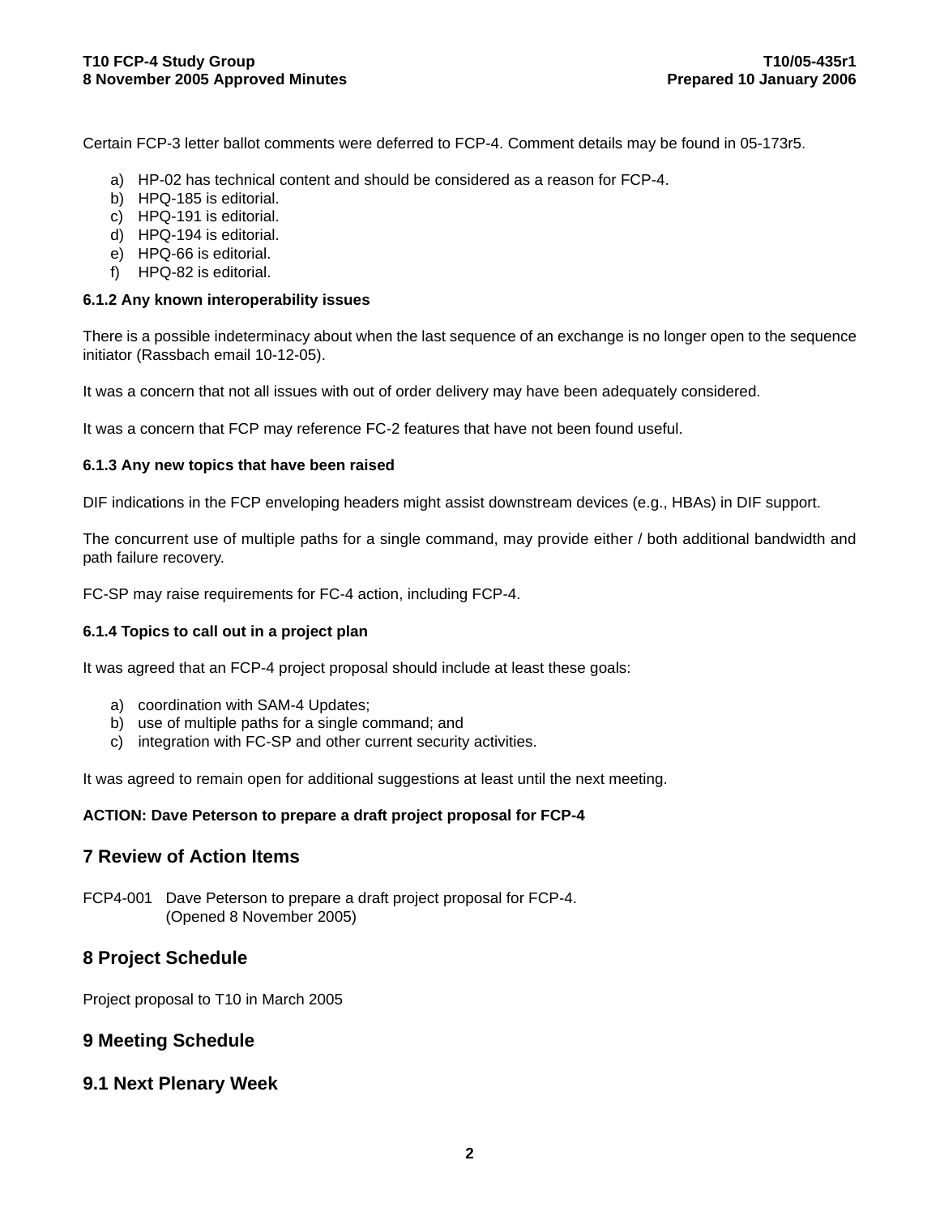Certain FCP-3 letter ballot comments were deferred to FCP-4. Comment details may be found in 05-173r5.

a) HP-02 has technical content and should be considered as a reason for FCP-4.
b) HPQ-185 is editorial.
c) HPQ-191 is editorial.
d) HPQ-194 is editorial.
e) HPQ-66 is editorial.
f) HPQ-82 is editorial.

#### 6.1.2 Any known interoperability issues

There is a possible indeterminacy about when the last sequence of an exchange is no longer open to the sequence initiator (Rassbach email 10-12-05).

It was a concern that not all issues with out of order delivery may have been adequately considered.

It was a concern that FCP may reference FC-2 features that have not been found useful.

#### 6.1.3 Any new topics that have been raised

DIF indications in the FCP enveloping headers might assist downstream devices (e.g., HBAs) in DIF support.

The concurrent use of multiple paths for a single command, may provide either / both additional bandwidth and path failure recovery.

FC-SP may raise requirements for FC-4 action, including FCP-4.

#### 6.1.4 Topics to call out in a project plan

It was agreed that an FCP-4 project proposal should include at least these goals:

a) coordination with SAM-4 Updates;
b) use of multiple paths for a single command; and
c) integration with FC-SP and other current security activities.

It was agreed to remain open for additional suggestions at least until the next meeting.

**ACTION: Dave Peterson to prepare a draft project proposal for FCP-4**

## 7 Review of Action Items

FCP4-001 Dave Peterson to prepare a draft project proposal for FCP-4.
(Opened 8 November 2005)

## 8 Project Schedule

Project proposal to T10 in March 2005

## 9 Meeting Schedule

### 9.1 Next Plenary Week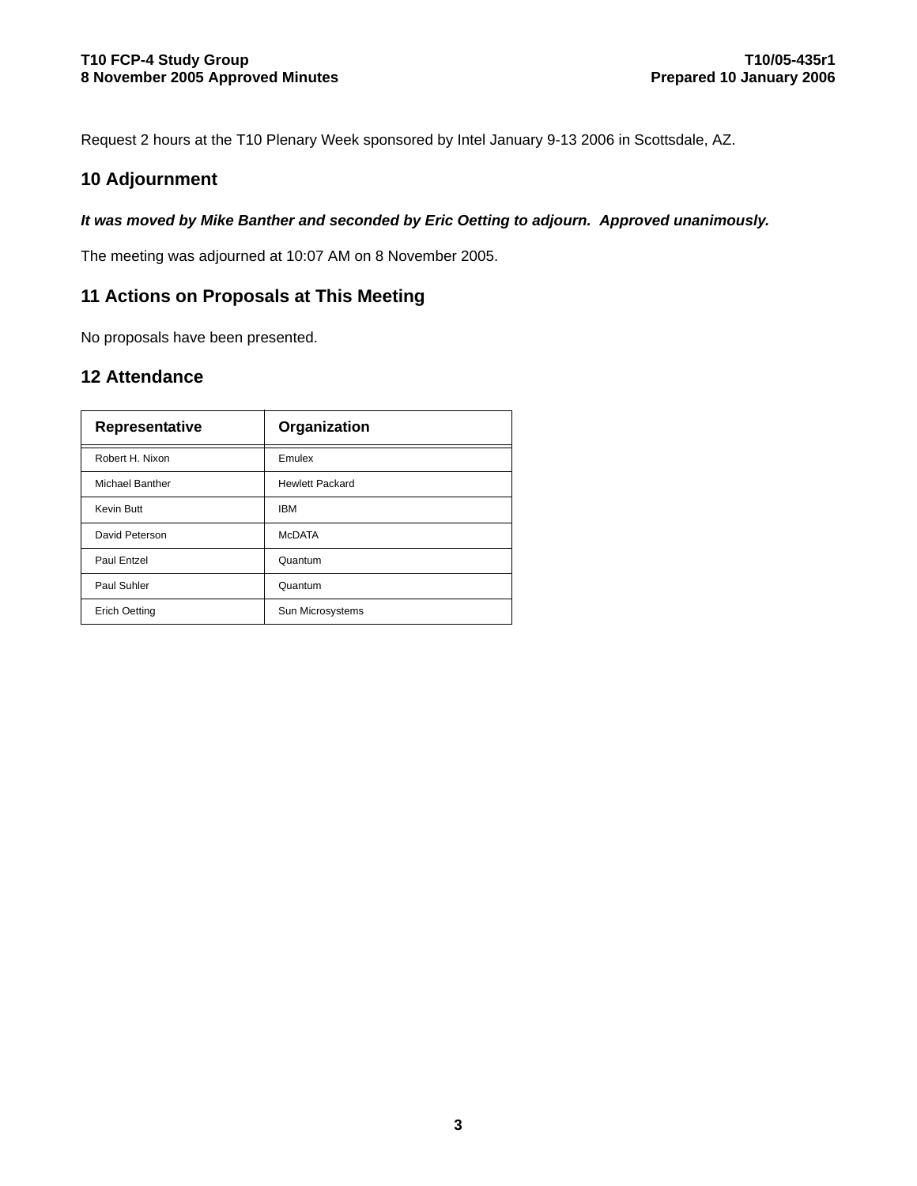Request 2 hours at the T10 Plenary Week sponsored by Intel January 9-13 2006 in Scottsdale, AZ.

## 10 Adjournment

***It was moved by Mike Banther and seconded by Eric Oetting to adjourn. Approved unanimously.***

The meeting was adjourned at 10:07 AM on 8 November 2005.

## 11 Actions on Proposals at This Meeting

No proposals have been presented.

## 12 Attendance

| Representative | Organization |
| --- | --- |
| Robert H. Nixon | Emulex |
| Michael Banther | Hewlett Packard |
| Kevin Butt | IBM |
| David Peterson | McDATA |
| Paul Entzel | Quantum |
| Paul Suhler | Quantum |
| Erich Oetting | Sun Microsystems |